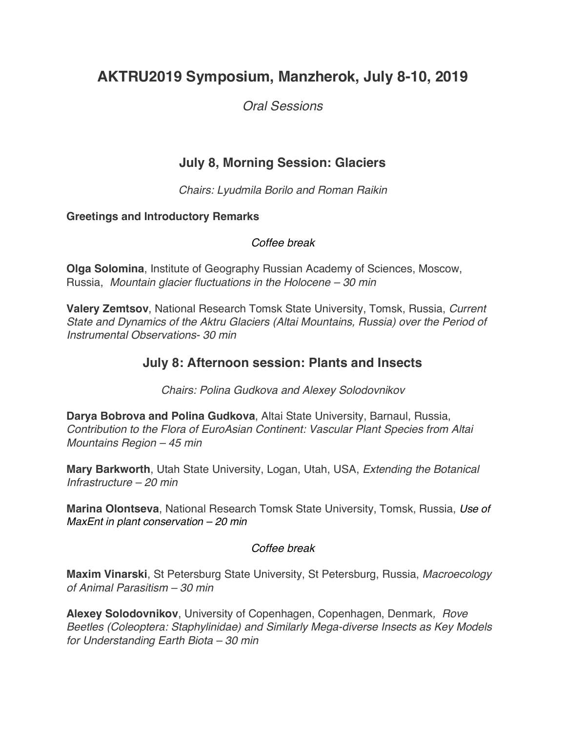# AKTRU2019 Symposium, Manzherok, July 8-10, 2019

*Oral Sessions*

## July 8, Morning Session: Glaciers

*Chairs: Lyudmila Borilo and Roman Raikin*

**Greetings and Introductory Remarks**

*Coffee break*

**Olga Solomina**, Institute of Geography Russian Academy of Sciences, Moscow, Russia, *Mountain glacier fluctuations in the Holocene – 30 min*

**Valery Zemtsov**, National Research Tomsk State University, Tomsk, Russia, *Current State and Dynamics of the Aktru Glaciers (Altai Mountains, Russia) over the Period of Instrumental Observations- 30 min*

## July 8: Afternoon session: Plants and Insects

*Chairs: Polina Gudkova and Alexey Solodovnikov*

**Darya Bobrova and Polina Gudkova**, Altai State University, Barnaul, Russia, *Contribution to the Flora of EuroAsian Continent: Vascular Plant Species from Altai Mountains Region – 45 min*

**Mary Barkworth**, Utah State University, Logan, Utah, USA, *Extending the Botanical Infrastructure – 20 min*

**Marina Olontseva**, National Research Tomsk State University, Tomsk, Russia, *Use of MaxEnt in plant conservation – 20 min*

*Coffee break*

**Maxim Vinarski**, St Petersburg State University, St Petersburg, Russia, *Macroecology of Animal Parasitism – 30 min*

**Alexey Solodovnikov**, University of Copenhagen, Copenhagen, Denmark, *Rove Beetles (Coleoptera: Staphylinidae) and Similarly Mega-diverse Insects as Key Models for Understanding Earth Biota – 30 min*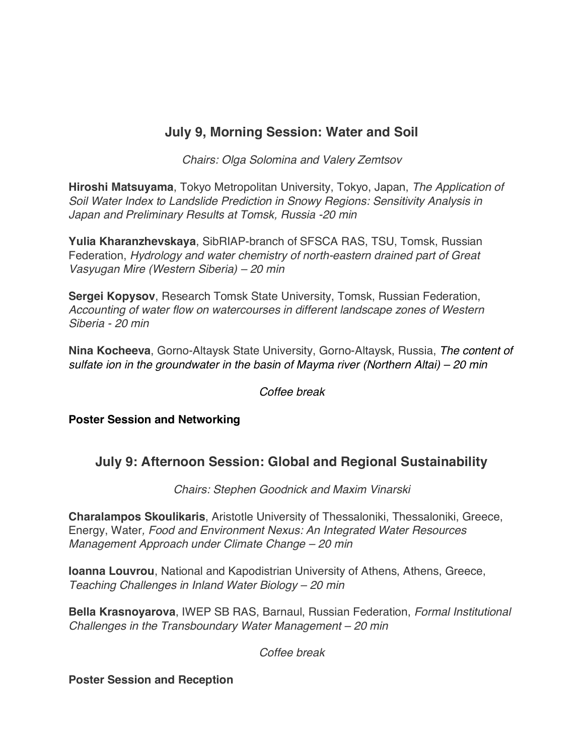## July 9, Morning Session: Water and Soil

*Chairs: Olga Solomina and Valery Zemtsov*

**Hiroshi Matsuyama**, Tokyo Metropolitan University, Tokyo, Japan, *The Application of Soil Water Index to Landslide Prediction in Snowy Regions: Sensitivity Analysis in Japan and Preliminary Results at Tomsk, Russia -20 min*

**Yulia Kharanzhevskaya**, SibRIAP-branch of SFSCA RAS, TSU, Tomsk, Russian Federation, *Hydrology and water chemistry of north-eastern drained part of Great Vasyugan Mire (Western Siberia) – 20 min*

**Sergei Kopysov**, Research Tomsk State University, Tomsk, Russian Federation, *Accounting of water flow on watercourses in different landscape zones of Western Siberia - 20 min*

**Nina Kocheeva**, Gorno-Altaysk State University, Gorno-Altaysk, Russia, *The content of sulfate ion in the groundwater in the basin of Mayma river (Northern Altai) – 20 min*

*Coffee break*

**Poster Session and Networking**

## July 9: Afternoon Session: Global and Regional Sustainability

*Chairs: Stephen Goodnick and Maxim Vinarski*

**Charalampos Skoulikaris**, Aristotle University of Thessaloniki, Thessaloniki, Greece, Energy, Water*, Food and Environment Nexus: An Integrated Water Resources Management Approach under Climate Change – 20 min*

**Ioanna Louvrou**, National and Kapodistrian University of Athens, Athens, Greece, *Teaching Challenges in Inland Water Biology – 20 min*

**Bella Krasnoyarova**, IWEP SB RAS, Barnaul, Russian Federation, *Formal Institutional Challenges in the Transboundary Water Management – 20 min*

*Coffee break*

**Poster Session and Reception**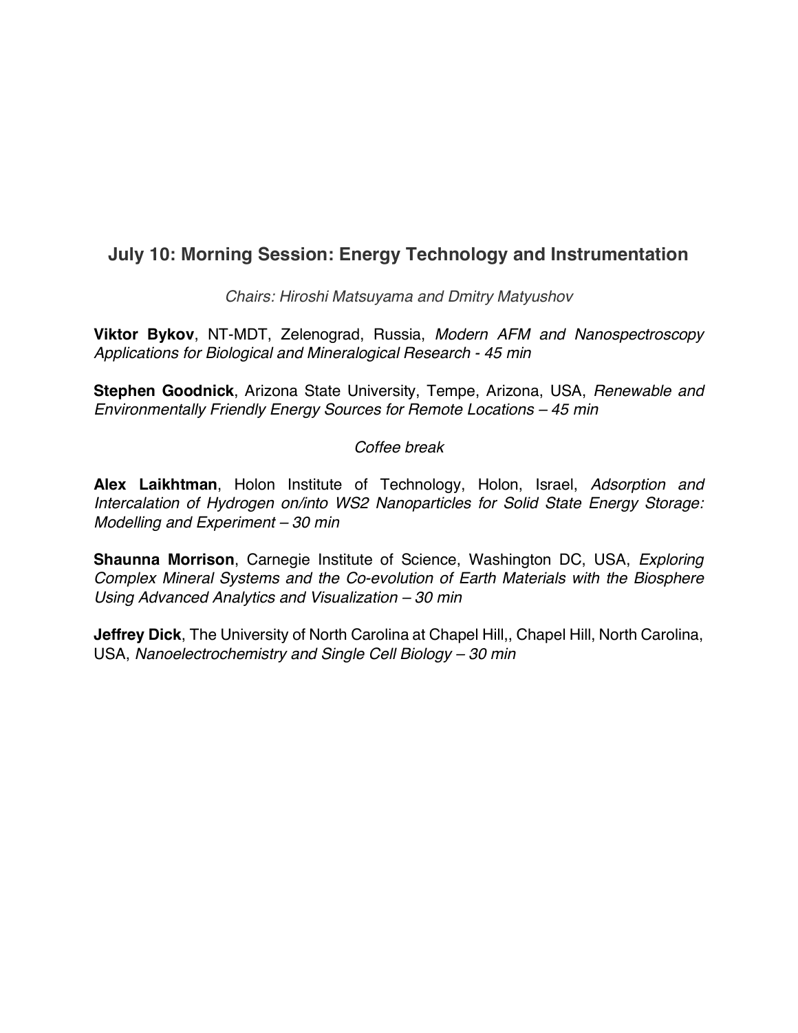## July 10: Morning Session: Energy Technology and Instrumentation

*Chairs: Hiroshi Matsuyama and Dmitry Matyushov*

**Viktor Bykov**, NT-MDT, Zelenograd, Russia, *Modern AFM and Nanospectroscopy Applications for Biological and Mineralogical Research - 45 min*

**Stephen Goodnick**, Arizona State University, Tempe, Arizona, USA, *Renewable and Environmentally Friendly Energy Sources for Remote Locations – 45 min*

*Coffee break*

**Alex Laikhtman**, Holon Institute of Technology, Holon, Israel, *Adsorption and Intercalation of Hydrogen on/into WS2 Nanoparticles for Solid State Energy Storage: Modelling and Experiment – 30 min*

**Shaunna Morrison**, Carnegie Institute of Science, Washington DC, USA, *Exploring Complex Mineral Systems and the Co-evolution of Earth Materials with the Biosphere Using Advanced Analytics and Visualization – 30 min*

**Jeffrey Dick**, The University of North Carolina at Chapel Hill,, Chapel Hill, North Carolina, USA, *Nanoelectrochemistry and Single Cell Biology – 30 min*